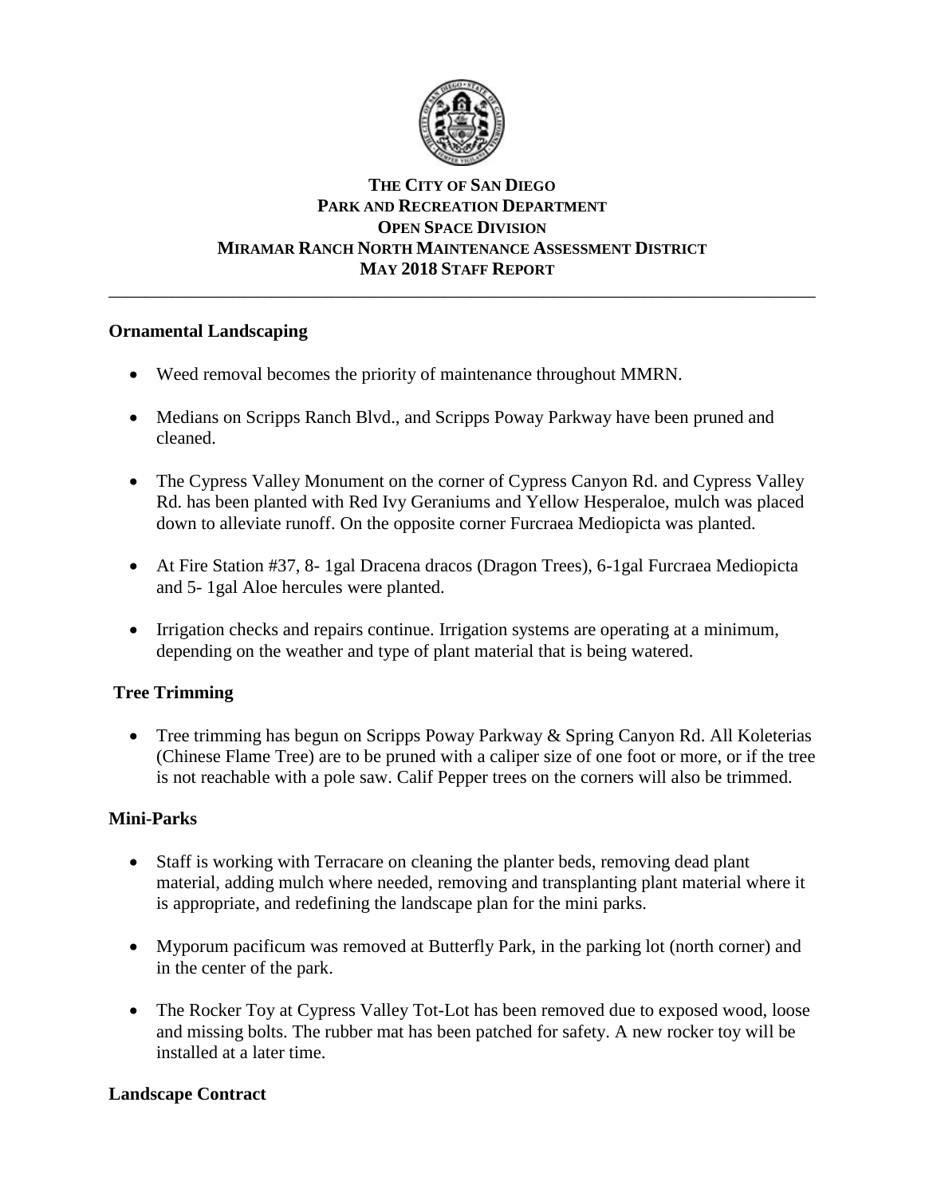**THE CITY OF SAN DIEGO**
**PARK AND RECREATION DEPARTMENT**
**OPEN SPACE DIVISION**
**MIRAMAR RANCH NORTH MAINTENANCE ASSESSMENT DISTRICT**
**MAY 2018 STAFF REPORT**

---

## Ornamental Landscaping

- Weed removal becomes the priority of maintenance throughout MMRN.
- Medians on Scripps Ranch Blvd., and Scripps Poway Parkway have been pruned and cleaned.
- The Cypress Valley Monument on the corner of Cypress Canyon Rd. and Cypress Valley Rd. has been planted with Red Ivy Geraniums and Yellow Hesperaloe, mulch was placed down to alleviate runoff. On the opposite corner Furcraea Mediopicta was planted.
- At Fire Station #37, 8- 1gal Dracena dracos (Dragon Trees), 6-1gal Furcraea Mediopicta and 5- 1gal Aloe hercules were planted.
- Irrigation checks and repairs continue. Irrigation systems are operating at a minimum, depending on the weather and type of plant material that is being watered.

## Tree Trimming

- Tree trimming has begun on Scripps Poway Parkway & Spring Canyon Rd. All Koleterias (Chinese Flame Tree) are to be pruned with a caliper size of one foot or more, or if the tree is not reachable with a pole saw. Calif Pepper trees on the corners will also be trimmed.

## Mini-Parks

- Staff is working with Terracare on cleaning the planter beds, removing dead plant material, adding mulch where needed, removing and transplanting plant material where it is appropriate, and redefining the landscape plan for the mini parks.
- Myporum pacificum was removed at Butterfly Park, in the parking lot (north corner) and in the center of the park.
- The Rocker Toy at Cypress Valley Tot-Lot has been removed due to exposed wood, loose and missing bolts. The rubber mat has been patched for safety. A new rocker toy will be installed at a later time.

## Landscape Contract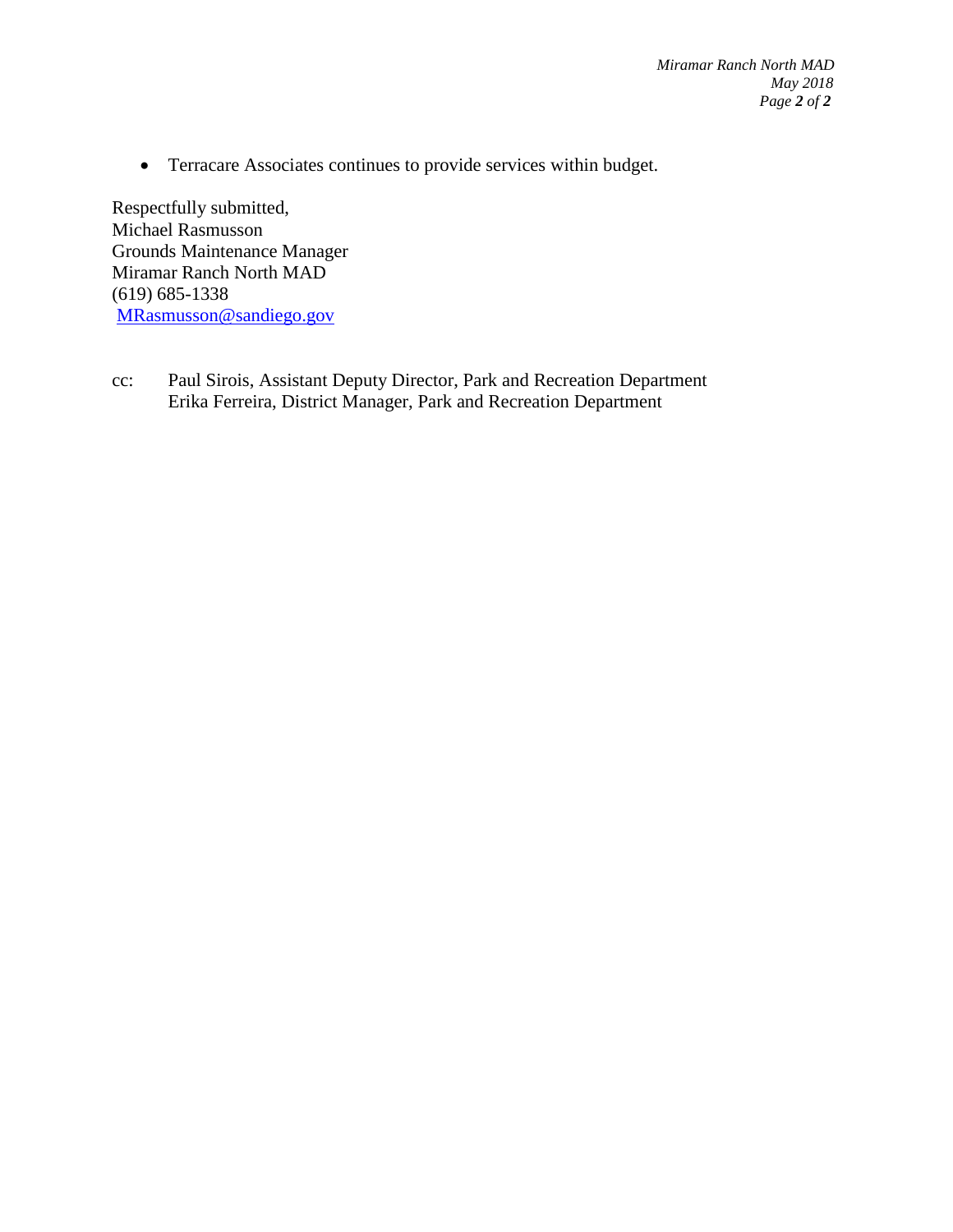- Terracare Associates continues to provide services within budget.

Respectfully submitted,
Michael Rasmusson
Grounds Maintenance Manager
Miramar Ranch North MAD
(619) 685-1338
MRasmusson@sandiego.gov

cc: Paul Sirois, Assistant Deputy Director, Park and Recreation Department
Erika Ferreira, District Manager, Park and Recreation Department